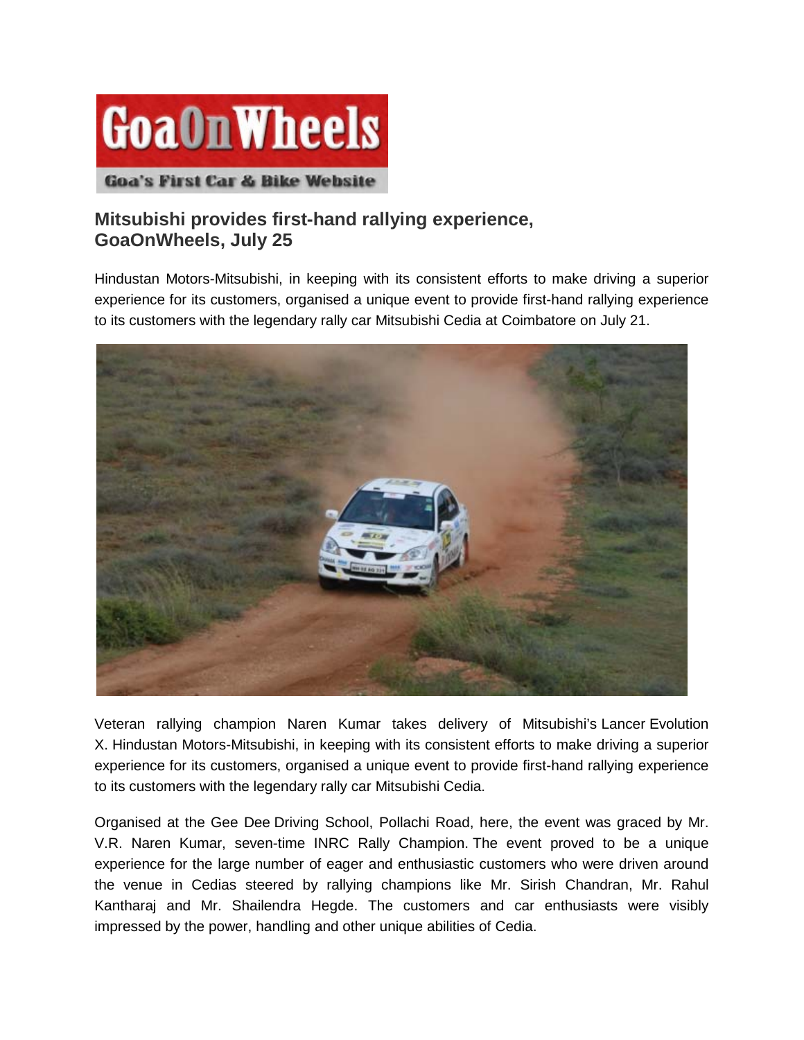# Mitsubishi provides first-hand rallying experience, GoaOnWheels, July 25

Hindustan Motors-Mitsubishi, in keeping with its consistent efforts to make driving a superior experience for its customers, organised a unique event to provide first-hand rallying experience to its customers with the legendary rally car Mitsubishi Cedia at Coimbatore on July 21.

Veteran rallying champion Naren Kumar takes delivery of Mitsubishi's Lancer Evolution X. Hindustan Motors-Mitsubishi, in keeping with its consistent efforts to make driving a superior experience for its customers, organised a unique event to provide first-hand rallying experience to its customers with the legendary rally car Mitsubishi Cedia.

Organised at the Gee Dee Driving School, Pollachi Road, here, the event was graced by Mr. V.R. Naren Kumar, seven-time INRC Rally Champion. The event proved to be a unique experience for the large number of eager and enthusiastic customers who were driven around the venue in Cedias steered by rallying champions like Mr. Sirish Chandran, Mr. Rahul Kantharaj and Mr. Shailendra Hegde. The customers and car enthusiasts were visibly impressed by the power, handling and other unique abilities of Cedia.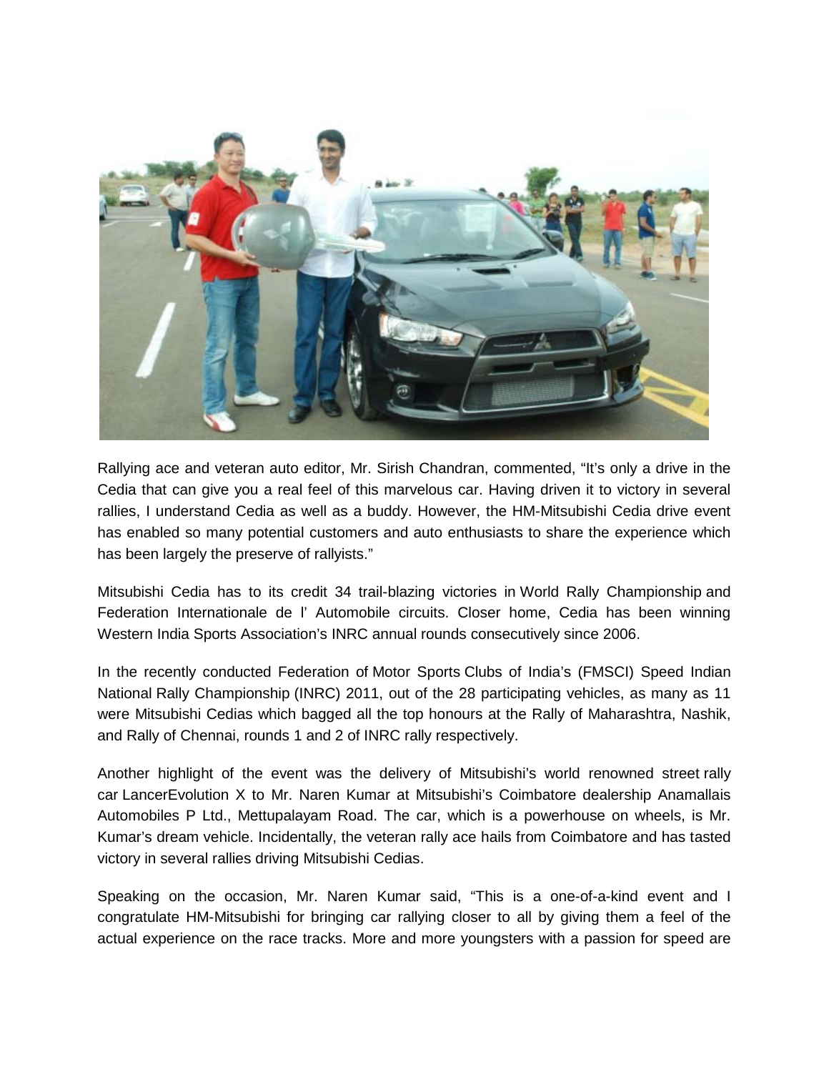Rallying ace and veteran auto editor, Mr. Sirish Chandran, commented, “It’s only a drive in the Cedia that can give you a real feel of this marvelous car. Having driven it to victory in several rallies, I understand Cedia as well as a buddy. However, the HM-Mitsubishi Cedia drive event has enabled so many potential customers and auto enthusiasts to share the experience which has been largely the preserve of rallyists.”

Mitsubishi Cedia has to its credit 34 trail-blazing victories in World Rally Championship and Federation Internationale de l’ Automobile circuits. Closer home, Cedia has been winning Western India Sports Association’s INRC annual rounds consecutively since 2006.

In the recently conducted Federation of Motor Sports Clubs of India’s (FMSCI) Speed Indian National Rally Championship (INRC) 2011, out of the 28 participating vehicles, as many as 11 were Mitsubishi Cedias which bagged all the top honours at the Rally of Maharashtra, Nashik, and Rally of Chennai, rounds 1 and 2 of INRC rally respectively.

Another highlight of the event was the delivery of Mitsubishi’s world renowned street rally car LancerEvolution X to Mr. Naren Kumar at Mitsubishi’s Coimbatore dealership Anamallais Automobiles P Ltd., Mettupalayam Road. The car, which is a powerhouse on wheels, is Mr. Kumar’s dream vehicle. Incidentally, the veteran rally ace hails from Coimbatore and has tasted victory in several rallies driving Mitsubishi Cedias.

Speaking on the occasion, Mr. Naren Kumar said, “This is a one-of-a-kind event and I congratulate HM-Mitsubishi for bringing car rallying closer to all by giving them a feel of the actual experience on the race tracks. More and more youngsters with a passion for speed are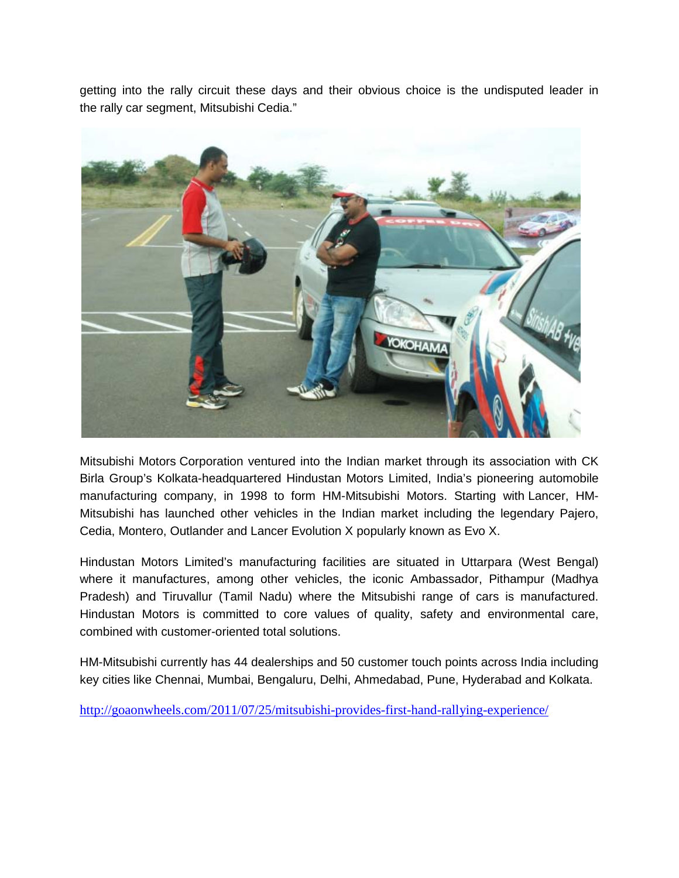getting into the rally circuit these days and their obvious choice is the undisputed leader in the rally car segment, Mitsubishi Cedia."

Mitsubishi Motors Corporation ventured into the Indian market through its association with CK Birla Group's Kolkata-headquartered Hindustan Motors Limited, India's pioneering automobile manufacturing company, in 1998 to form HM-Mitsubishi Motors. Starting with Lancer, HM-Mitsubishi has launched other vehicles in the Indian market including the legendary Pajero, Cedia, Montero, Outlander and Lancer Evolution X popularly known as Evo X.

Hindustan Motors Limited's manufacturing facilities are situated in Uttarpara (West Bengal) where it manufactures, among other vehicles, the iconic Ambassador, Pithampur (Madhya Pradesh) and Tiruvallur (Tamil Nadu) where the Mitsubishi range of cars is manufactured. Hindustan Motors is committed to core values of quality, safety and environmental care, combined with customer-oriented total solutions.

HM-Mitsubishi currently has 44 dealerships and 50 customer touch points across India including key cities like Chennai, Mumbai, Bengaluru, Delhi, Ahmedabad, Pune, Hyderabad and Kolkata.

http://goaonwheels.com/2011/07/25/mitsubishi-provides-first-hand-rallying-experience/